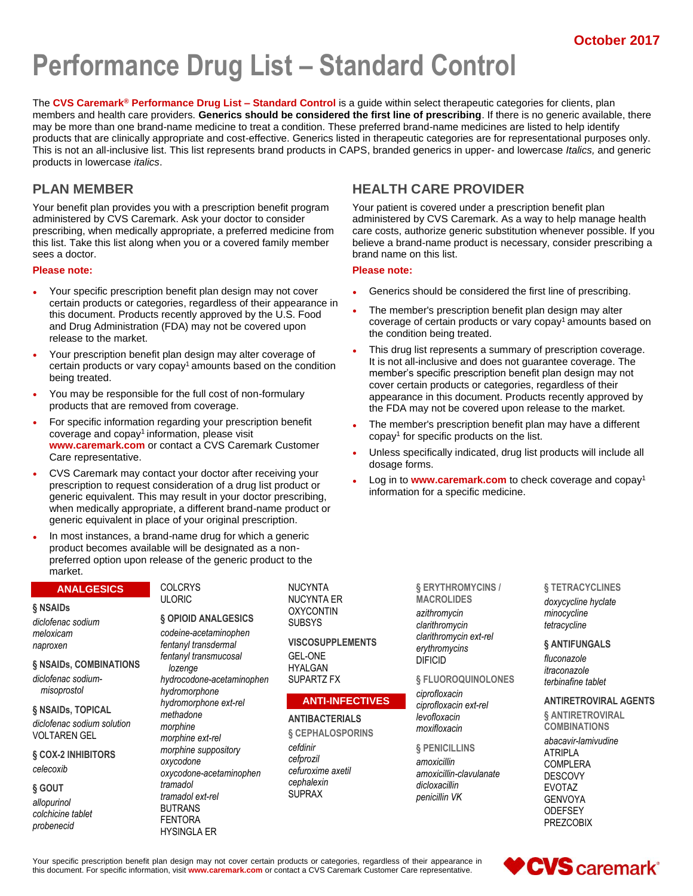October 2017

# Performance Drug List – Standard Control

The **CVS Caremark® Performance Drug List – Standard Control** is a guide within select therapeutic categories for clients, plan members and health care providers. **Generics should be considered the first line of prescribing**. If there is no generic available, there may be more than one brand-name medicine to treat a condition. These preferred brand-name medicines are listed to help identify products that are clinically appropriate and cost-effective. Generics listed in therapeutic categories are for representational purposes only. This is not an all-inclusive list. This list represents brand products in CAPS, branded generics in upper- and lowercase *Italics,* and generic products in lowercase *italics*.

## PLAN MEMBER

Your benefit plan provides you with a prescription benefit program administered by CVS Caremark. Ask your doctor to consider prescribing, when medically appropriate, a preferred medicine from this list. Take this list along when you or a covered family member sees a doctor.

**Please note:**

- Your specific prescription benefit plan design may not cover certain products or categories, regardless of their appearance in this document. Products recently approved by the U.S. Food and Drug Administration (FDA) may not be covered upon release to the market.
- Your prescription benefit plan design may alter coverage of certain products or vary copay[1] amounts based on the condition being treated.
- You may be responsible for the full cost of non-formulary products that are removed from coverage.
- For specific information regarding your prescription benefit coverage and copay[1] information, please visit **www.caremark.com** or contact a CVS Caremark Customer Care representative.
- CVS Caremark may contact your doctor after receiving your prescription to request consideration of a drug list product or generic equivalent. This may result in your doctor prescribing, when medically appropriate, a different brand-name product or generic equivalent in place of your original prescription.
- In most instances, a brand-name drug for which a generic product becomes available will be designated as a non-preferred option upon release of the generic product to the market.

## HEALTH CARE PROVIDER

Your patient is covered under a prescription benefit plan administered by CVS Caremark. As a way to help manage health care costs, authorize generic substitution whenever possible. If you believe a brand-name product is necessary, consider prescribing a brand name on this list.

**Please note:**

- Generics should be considered the first line of prescribing.
- The member's prescription benefit plan design may alter coverage of certain products or vary copay[1] amounts based on the condition being treated.
- This drug list represents a summary of prescription coverage. It is not all-inclusive and does not guarantee coverage. The member's specific prescription benefit plan design may not cover certain products or categories, regardless of their appearance in this document. Products recently approved by the FDA may not be covered upon release to the market.
- The member's prescription benefit plan may have a different copay[1] for specific products on the list.
- Unless specifically indicated, drug list products will include all dosage forms.
- Log in to **www.caremark.com** to check coverage and copay[1] information for a specific medicine.

## ANALGESICS

### § NSAIDs

*diclofenac sodium*
*meloxicam*
*naproxen*

### § NSAIDs, COMBINATIONS

*diclofenac sodium-misoprostol*

### § NSAIDs, TOPICAL

*diclofenac sodium solution*
VOLTAREN GEL

### § COX-2 INHIBITORS

*celecoxib*

### § GOUT

*allopurinol*
*colchicine tablet*
*probenecid*
COLCRYS
ULORIC

### § OPIOID ANALGESICS

*codeine-acetaminophen*
*fentanyl transdermal*
*fentanyl transmucosal lozenge*
*hydrocodone-acetaminophen*
*hydromorphone*
*hydromorphone ext-rel*
*methadone*
*morphine*
*morphine ext-rel*
*morphine suppository*
*oxycodone*
*oxycodone-acetaminophen*
*tramadol*
*tramadol ext-rel*
BUTRANS
FENTORA
HYSINGLA ER
NUCYNTA
NUCYNTA ER
OXYCONTIN
SUBSYS

### VISCOSUPPLEMENTS

GEL-ONE
HYALGAN
SUPARTZ FX

## ANTI-INFECTIVES

### ANTIBACTERIALS

#### § CEPHALOSPORINS

*cefdinir*
*cefprozil*
*cefuroxime axetil*
*cephalexin*
SUPRAX

#### § ERYTHROMYCINS / MACROLIDES

*azithromycin*
*clarithromycin*
*clarithromycin ext-rel*
*erythromycins*
DIFICID

#### § FLUOROQUINOLONES

*ciprofloxacin*
*ciprofloxacin ext-rel*
*levofloxacin*
*moxifloxacin*

#### § PENICILLINS

*amoxicillin*
*amoxicillin-clavulanate*
*dicloxacillin*
*penicillin VK*

#### § TETRACYCLINES

*doxycycline hyclate*
*minocycline*
*tetracycline*

### § ANTIFUNGALS

*fluconazole*
*itraconazole*
*terbinafine tablet*

### ANTIRETROVIRAL AGENTS

#### § ANTIRETROVIRAL COMBINATIONS

*abacavir-lamivudine*
ATRIPLA
COMPLERA
DESCOVY
EVOTAZ
GENVOYA
ODEFSEY
PREZCOBIX

Your specific prescription benefit plan design may not cover certain products or categories, regardless of their appearance in this document. For specific information, visit **www.caremark.com** or contact a CVS Caremark Customer Care representative.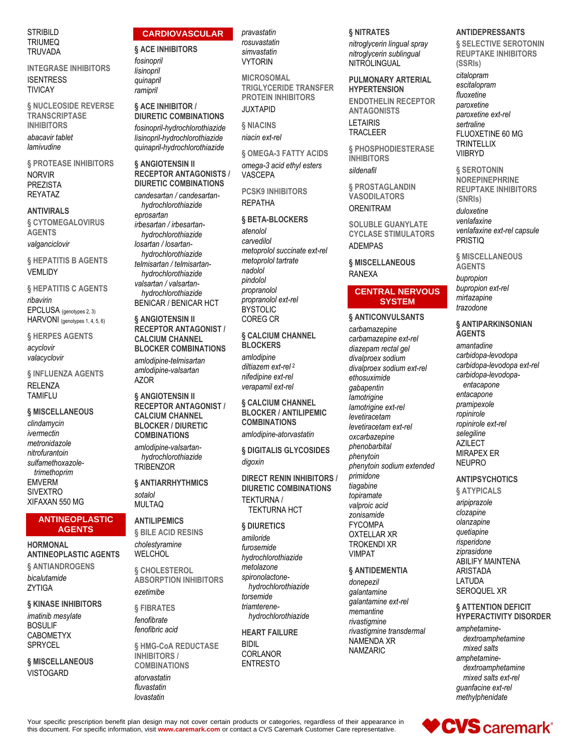STRIBILD
TRIUMEQ
TRUVADA

### INTEGRASE INHIBITORS

ISENTRESS
TIVICAY

### § NUCLEOSIDE REVERSE TRANSCRIPTASE INHIBITORS

*abacavir tablet*
*lamivudine*

### § PROTEASE INHIBITORS

NORVIR
PREZISTA
REYATAZ

## ANTIVIRALS

### § CYTOMEGALOVIRUS AGENTS

*valganciclovir*

### § HEPATITIS B AGENTS

VEMLIDY

### § HEPATITIS C AGENTS

*ribavirin*
EPCLUSA (genotypes 2, 3)
HARVONI (genotypes 1, 4, 5, 6)

### § HERPES AGENTS

*acyclovir*
*valacyclovir*

### § INFLUENZA AGENTS

RELENZA
TAMIFLU

### § MISCELLANEOUS

*clindamycin*
*ivermectin*
*metronidazole*
*nitrofurantoin*
*sulfamethoxazole-trimethoprim*
EMVERM
SIVEXTRO
XIFAXAN 550 MG

# ANTINEOPLASTIC AGENTS

## HORMONAL ANTINEOPLASTIC AGENTS

### § ANTIANDROGENS

*bicalutamide*
ZYTIGA

### § KINASE INHIBITORS

*imatinib mesylate*
BOSULIF
CABOMETYX
SPRYCEL

### § MISCELLANEOUS

VISTOGARD

# CARDIOVASCULAR

### § ACE INHIBITORS

*fosinopril*
*lisinopril*
*quinapril*
*ramipril*

### § ACE INHIBITOR / DIURETIC COMBINATIONS

*fosinopril-hydrochlorothiazide*
*lisinopril-hydrochlorothiazide*
*quinapril-hydrochlorothiazide*

### § ANGIOTENSIN II RECEPTOR ANTAGONISTS / DIURETIC COMBINATIONS

*candesartan / candesartan-hydrochlorothiazide*
*eprosartan*
*irbesartan / irbesartan-hydrochlorothiazide*
*losartan / losartan-hydrochlorothiazide*
*telmisartan / telmisartan-hydrochlorothiazide*
*valsartan / valsartan-hydrochlorothiazide*
BENICAR / BENICAR HCT

### § ANGIOTENSIN II RECEPTOR ANTAGONIST / CALCIUM CHANNEL BLOCKER COMBINATIONS

*amlodipine-telmisartan*
*amlodipine-valsartan*
AZOR

### § ANGIOTENSIN II RECEPTOR ANTAGONIST / CALCIUM CHANNEL BLOCKER / DIURETIC COMBINATIONS

*amlodipine-valsartan-hydrochlorothiazide*
TRIBENZOR

### § ANTIARRHYTHMICS

*sotalol*
MULTAQ

## ANTILIPEMICS

### § BILE ACID RESINS

*cholestyramine*
WELCHOL

### § CHOLESTEROL ABSORPTION INHIBITORS

*ezetimibe*

### § FIBRATES

*fenofibrate*
*fenofibric acid*

### § HMG-CoA REDUCTASE INHIBITORS / COMBINATIONS

*atorvastatin*
*fluvastatin*
*lovastatin*
*pravastatin*
*rosuvastatin*
*simvastatin*
VYTORIN

### MICROSOMAL TRIGLYCERIDE TRANSFER PROTEIN INHIBITORS

JUXTAPID

### § NIACINS

*niacin ext-rel*

### § OMEGA-3 FATTY ACIDS

*omega-3 acid ethyl esters*
VASCEPA

### PCSK9 INHIBITORS

REPATHA

### § BETA-BLOCKERS

*atenolol*
*carvedilol*
*metoprolol succinate ext-rel*
*metoprolol tartrate*
*nadolol*
*pindolol*
*propranolol*
*propranolol ext-rel*
BYSTOLIC
COREG CR

### § CALCIUM CHANNEL BLOCKERS

*amlodipine*
*diltiazem ext-rel* [2]
*nifedipine ext-rel*
*verapamil ext-rel*

### § CALCIUM CHANNEL BLOCKER / ANTILIPEMIC COMBINATIONS

*amlodipine-atorvastatin*

### § DIGITALIS GLYCOSIDES

*digoxin*

### DIRECT RENIN INHIBITORS / DIURETIC COMBINATIONS

TEKTURNA / TEKTURNA HCT

### § DIURETICS

*amiloride*
*furosemide*
*hydrochlorothiazide*
*metolazone*
*spironolactone-hydrochlorothiazide*
*torsemide*
*triamterene-hydrochlorothiazide*

### HEART FAILURE

BIDIL
CORLANOR
ENTRESTO

### § NITRATES

*nitroglycerin lingual spray*
*nitroglycerin sublingual*
NITROLINGUAL

## PULMONARY ARTERIAL HYPERTENSION

### ENDOTHELIN RECEPTOR ANTAGONISTS

LETAIRIS
TRACLEER

### § PHOSPHODIESTERASE INHIBITORS

*sildenafil*

### § PROSTAGLANDIN VASODILATORS

ORENITRAM

### SOLUBLE GUANYLATE CYCLASE STIMULATORS

ADEMPAS

### § MISCELLANEOUS

RANEXA

# CENTRAL NERVOUS SYSTEM

### § ANTICONVULSANTS

*carbamazepine*
*carbamazepine ext-rel*
*diazepam rectal gel*
*divalproex sodium*
*divalproex sodium ext-rel*
*ethosuximide*
*gabapentin*
*lamotrigine*
*lamotrigine ext-rel*
*levetiracetam*
*levetiracetam ext-rel*
*oxcarbazepine*
*phenobarbital*
*phenytoin*
*phenytoin sodium extended*
*primidone*
*tiagabine*
*topiramate*
*valproic acid*
*zonisamide*
FYCOMPA
OXTELLAR XR
TROKENDI XR
VIMPAT

### § ANTIDEMENTIA

*donepezil*
*galantamine*
*galantamine ext-rel*
*memantine*
*rivastigmine*
*rivastigmine transdermal*
NAMENDA XR
NAMZARIC

## ANTIDEPRESSANTS

### § SELECTIVE SEROTONIN REUPTAKE INHIBITORS (SSRIs)

*citalopram*
*escitalopram*
*fluoxetine*
*paroxetine*
*paroxetine ext-rel*
*sertraline*
FLUOXETINE 60 MG
TRINTELLIX
VIIBRYD

### § SEROTONIN NOREPINEPHRINE REUPTAKE INHIBITORS (SNRIs)

*duloxetine*
*venlafaxine*
*venlafaxine ext-rel capsule*
PRISTIQ

### § MISCELLANEOUS AGENTS

*bupropion*
*bupropion ext-rel*
*mirtazapine*
*trazodone*

### § ANTIPARKINSONIAN AGENTS

*amantadine*
*carbidopa-levodopa*
*carbidopa-levodopa ext-rel*
*carbidopa-levodopa-entacapone*
*entacapone*
*pramipexole*
*ropinirole*
*ropinirole ext-rel*
*selegiline*
AZILECT
MIRAPEX ER
NEUPRO

## ANTIPSYCHOTICS

### § ATYPICALS

*aripiprazole*
*clozapine*
*olanzapine*
*quetiapine*
*risperidone*
*ziprasidone*
ABILIFY MAINTENA
ARISTADA
LATUDA
SEROQUEL XR

### § ATTENTION DEFICIT HYPERACTIVITY DISORDER

*amphetamine-dextroamphetamine mixed salts*
*amphetamine-dextroamphetamine mixed salts ext-rel*
*guanfacine ext-rel*
*methylphenidate*

Your specific prescription benefit plan design may not cover certain products or categories, regardless of their appearance in this document. For specific information, visit **www.caremark.com** or contact a CVS Caremark Customer Care representative.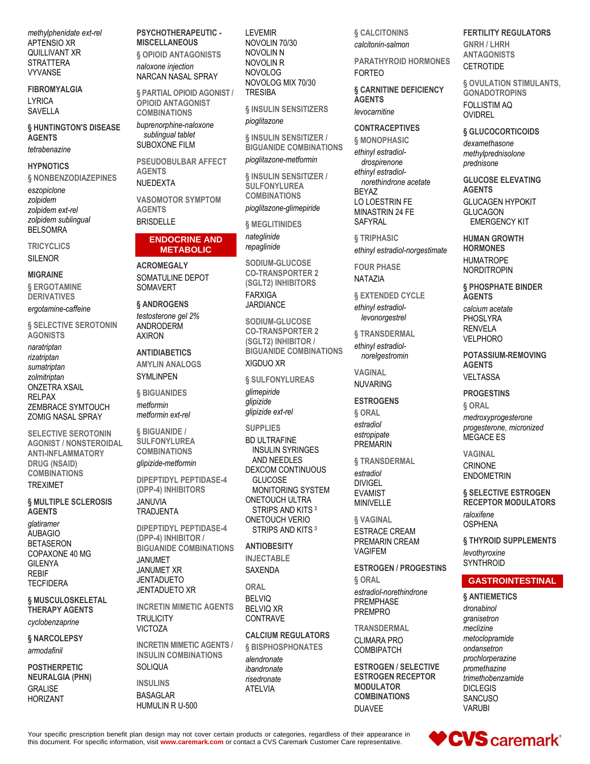*methylphenidate ext-rel*
APTENSIO XR
QUILLIVANT XR
STRATTERA
VYVANSE

**FIBROMYALGIA**
LYRICA
SAVELLA

**§ HUNTINGTON'S DISEASE AGENTS**
*tetrabenazine*

**HYPNOTICS**

**§ NONBENZODIAZEPINES**
*eszopiclone*
*zolpidem*
*zolpidem ext-rel*
*zolpidem sublingual*
BELSOMRA

**TRICYCLICS**
SILENOR

**MIGRAINE**

**§ ERGOTAMINE DERIVATIVES**
*ergotamine-caffeine*

**§ SELECTIVE SEROTONIN AGONISTS**
*naratriptan*
*rizatriptan*
*sumatriptan*
*zolmitriptan*
ONZETRA XSAIL
RELPAX
ZEMBRACE SYMTOUCH
ZOMIG NASAL SPRAY

**SELECTIVE SEROTONIN AGONIST / NONSTEROIDAL ANTI-INFLAMMATORY DRUG (NSAID) COMBINATIONS**
TREXIMET

**§ MULTIPLE SCLEROSIS AGENTS**
*glatiramer*
AUBAGIO
BETASERON
COPAXONE 40 MG
GILENYA
REBIF
TECFIDERA

**§ MUSCULOSKELETAL THERAPY AGENTS**
*cyclobenzaprine*

**§ NARCOLEPSY**
*armodafinil*

**POSTHERPETIC NEURALGIA (PHN)**
GRALISE
HORIZANT

**PSYCHOTHERAPEUTIC - MISCELLANEOUS**

**§ OPIOID ANTAGONISTS**
*naloxone injection*
NARCAN NASAL SPRAY

**§ PARTIAL OPIOID AGONIST / OPIOID ANTAGONIST COMBINATIONS**
*buprenorphine-naloxone sublingual tablet*
SUBOXONE FILM

**PSEUDOBULBAR AFFECT AGENTS**
NUEDEXTA

**VASOMOTOR SYMPTOM AGENTS**
BRISDELLE

## ENDOCRINE AND METABOLIC

**ACROMEGALY**
SOMATULINE DEPOT
SOMAVERT

**§ ANDROGENS**
*testosterone gel 2%*
ANDRODERM
AXIRON

**ANTIDIABETICS**

**AMYLIN ANALOGS**
SYMLINPEN

**§ BIGUANIDES**
*metformin*
*metformin ext-rel*

**§ BIGUANIDE / SULFONYLUREA COMBINATIONS**
*glipizide-metformin*

**DIPEPTIDYL PEPTIDASE-4 (DPP-4) INHIBITORS**
JANUVIA
TRADJENTA

**DIPEPTIDYL PEPTIDASE-4 (DPP-4) INHIBITOR / BIGUANIDE COMBINATIONS**
JANUMET
JANUMET XR
JENTADUETO
JENTADUETO XR

**INCRETIN MIMETIC AGENTS**
TRULICITY
VICTOZA

**INCRETIN MIMETIC AGENTS / INSULIN COMBINATIONS**
SOLIQUA

**INSULINS**
BASAGLAR
HUMULIN R U-500
LEVEMIR
NOVOLIN 70/30
NOVOLIN N
NOVOLIN R
NOVOLOG
NOVOLOG MIX 70/30
TRESIBA

**§ INSULIN SENSITIZERS**
*pioglitazone*

**§ INSULIN SENSITIZER / BIGUANIDE COMBINATIONS**
*pioglitazone-metformin*

**§ INSULIN SENSITIZER / SULFONYLUREA COMBINATIONS**
*pioglitazone-glimepiride*

**§ MEGLITINIDES**
*nateglinide*
*repaglinide*

**SODIUM-GLUCOSE CO-TRANSPORTER 2 (SGLT2) INHIBITORS**
FARXIGA
JARDIANCE

**SODIUM-GLUCOSE CO-TRANSPORTER 2 (SGLT2) INHIBITOR / BIGUANIDE COMBINATIONS**
XIGDUO XR

**§ SULFONYLUREAS**
*glimepiride*
*glipizide*
*glipizide ext-rel*

**SUPPLIES**
BD ULTRAFINE INSULIN SYRINGES AND NEEDLES
DEXCOM CONTINUOUS GLUCOSE MONITORING SYSTEM
ONETOUCH ULTRA STRIPS AND KITS [3]
ONETOUCH VERIO STRIPS AND KITS [3]

**ANTIOBESITY**

**INJECTABLE**
SAXENDA

**ORAL**
BELVIQ
BELVIQ XR
CONTRAVE

**CALCIUM REGULATORS**

**§ BISPHOSPHONATES**
*alendronate*
*ibandronate*
*risedronate*
ATELVIA

**§ CALCITONINS**
*calcitonin-salmon*

**PARATHYROID HORMONES**
FORTEO

**§ CARNITINE DEFICIENCY AGENTS**
*levocarnitine*

**CONTRACEPTIVES**

**§ MONOPHASIC**
*ethinyl estradiol-drospirenone*
*ethinyl estradiol-norethindrone acetate*
BEYAZ
LO LOESTRIN FE
MINASTRIN 24 FE
SAFYRAL

**§ TRIPHASIC**
*ethinyl estradiol-norgestimate*

**FOUR PHASE**
NATAZIA

**§ EXTENDED CYCLE**
*ethinyl estradiol-levonorgestrel*

**§ TRANSDERMAL**
*ethinyl estradiol-norelgestromin*

**VAGINAL**
NUVARING

**ESTROGENS**

**§ ORAL**
*estradiol*
*estropipate*
PREMARIN

**§ TRANSDERMAL**
*estradiol*
DIVIGEL
EVAMIST
MINIVELLE

**§ VAGINAL**
ESTRACE CREAM
PREMARIN CREAM
VAGIFEM

**ESTROGEN / PROGESTINS**

**§ ORAL**
*estradiol-norethindrone*
PREMPHASE
PREMPRO

**TRANSDERMAL**
CLIMARA PRO
COMBIPATCH

**ESTROGEN / SELECTIVE ESTROGEN RECEPTOR MODULATOR COMBINATIONS**
DUAVEE

**FERTILITY REGULATORS**

**GNRH / LHRH ANTAGONISTS**
CETROTIDE

**§ OVULATION STIMULANTS, GONADOTROPINS**
FOLLISTIM AQ
OVIDREL

**§ GLUCOCORTICOIDS**
*dexamethasone*
*methylprednisolone*
*prednisone*

**GLUCOSE ELEVATING AGENTS**
GLUCAGEN HYPOKIT
GLUCAGON EMERGENCY KIT

**HUMAN GROWTH HORMONES**
HUMATROPE
NORDITROPIN

**§ PHOSPHATE BINDER AGENTS**
*calcium acetate*
PHOSLYRA
RENVELA
VELPHORO

**POTASSIUM-REMOVING AGENTS**
VELTASSA

**PROGESTINS**

**§ ORAL**
*medroxyprogesterone*
*progesterone, micronized*
MEGACE ES

**VAGINAL**
CRINONE
ENDOMETRIN

**§ SELECTIVE ESTROGEN RECEPTOR MODULATORS**
*raloxifene*
OSPHENA

**§ THYROID SUPPLEMENTS**
*levothyroxine*
SYNTHROID

## GASTROINTESTINAL

**§ ANTIEMETICS**
*dronabinol*
*granisetron*
*meclizine*
*metoclopramide*
*ondansetron*
*prochlorperazine*
*promethazine*
*trimethobenzamide*
DICLEGIS
SANCUSO
VARUBI

Your specific prescription benefit plan design may not cover certain products or categories, regardless of their appearance in this document. For specific information, visit **www.caremark.com** or contact a CVS Caremark Customer Care representative.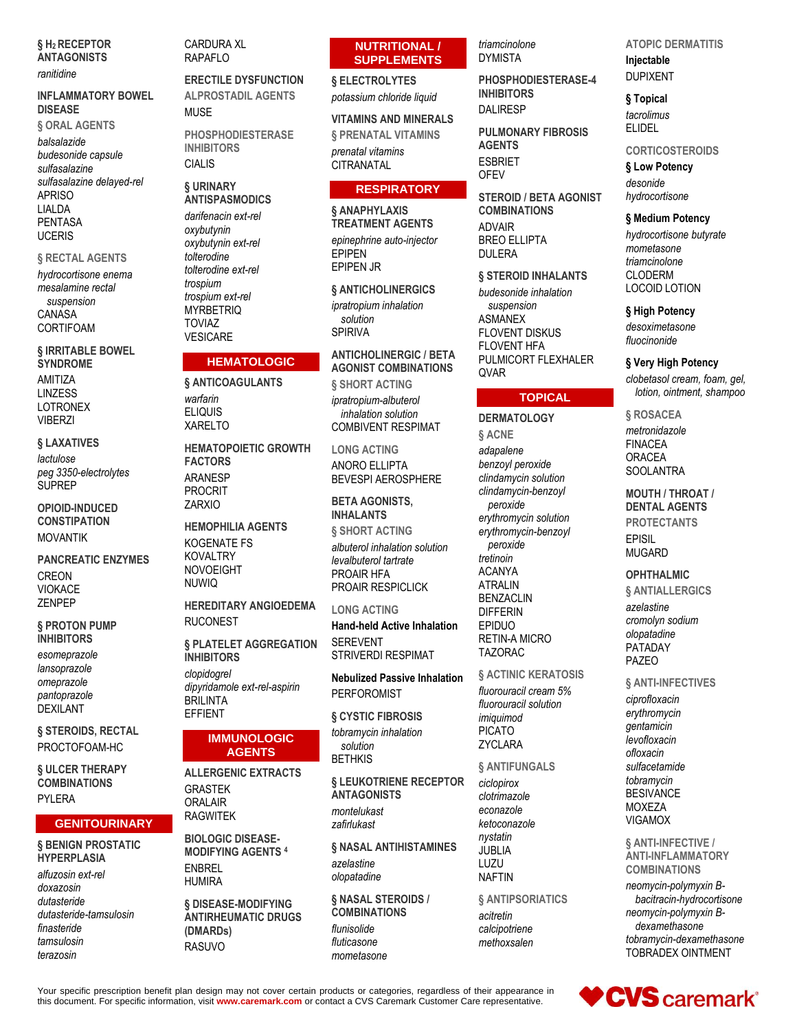§ $H_2$ RECEPTOR ANTAGONISTS

*ranitidine*

**INFLAMMATORY BOWEL DISEASE**

§ ORAL AGENTS

*balsalazide*
*budesonide capsule*
*sulfasalazine*
*sulfasalazine delayed-rel*
APRISO
LIALDA
PENTASA
UCERIS

§ RECTAL AGENTS

*hydrocortisone enema*
*mesalamine rectal suspension*
CANASA
CORTIFOAM

**§ IRRITABLE BOWEL SYNDROME**

AMITIZA
LINZESS
LOTRONEX
VIBERZI

**§ LAXATIVES**

*lactulose*
*peg 3350-electrolytes*
SUPREP

**OPIOID-INDUCED CONSTIPATION**

MOVANTIK

**PANCREATIC ENZYMES**

CREON
VIOKACE
ZENPEP

**§ PROTON PUMP INHIBITORS**

*esomeprazole*
*lansoprazole*
*omeprazole*
*pantoprazole*
DEXILANT

**§ STEROIDS, RECTAL**

PROCTOFOAM-HC

**§ ULCER THERAPY COMBINATIONS**

PYLERA

## GENITOURINARY

**§ BENIGN PROSTATIC HYPERPLASIA**

*alfuzosin ext-rel*
*doxazosin*
*dutasteride*
*dutasteride-tamsulosin*
*finasteride*
*tamsulosin*
*terazosin*
CARDURA XL
RAPAFLO

**ERECTILE DYSFUNCTION**

ALPROSTADIL AGENTS

MUSE

PHOSPHODIESTERASE INHIBITORS

CIALIS

**§ URINARY ANTISPASMODICS**

*darifenacin ext-rel*
*oxybutynin*
*oxybutynin ext-rel*
*tolterodine*
*tolterodine ext-rel*
*trospium*
*trospium ext-rel*
MYRBETRIQ
TOVIAZ
VESICARE

## HEMATOLOGIC

**§ ANTICOAGULANTS**

*warfarin*
ELIQUIS
XARELTO

**HEMATOPOIETIC GROWTH FACTORS**

ARANESP
PROCRIT
ZARXIO

**HEMOPHILIA AGENTS**

KOGENATE FS
KOVALTRY
NOVOEIGHT
NUWIQ

**HEREDITARY ANGIOEDEMA**

RUCONEST

**§ PLATELET AGGREGATION INHIBITORS**

*clopidogrel*
*dipyridamole ext-rel-aspirin*
BRILINTA
EFFIENT

## IMMUNOLOGIC AGENTS

**ALLERGENIC EXTRACTS**

GRASTEK
ORALAIR
RAGWITEK

**BIOLOGIC DISEASE-MODIFYING AGENTS [4]**

ENBREL
HUMIRA

**§ DISEASE-MODIFYING ANTIRHEUMATIC DRUGS (DMARDs)**

RASUVO

## NUTRITIONAL / SUPPLEMENTS

**§ ELECTROLYTES**

*potassium chloride liquid*

**VITAMINS AND MINERALS**

§ PRENATAL VITAMINS

*prenatal vitamins*
CITRANATAL

## RESPIRATORY

**§ ANAPHYLAXIS TREATMENT AGENTS**

*epinephrine auto-injector*
EPIPEN
EPIPEN JR

**§ ANTICHOLINERGICS**

*ipratropium inhalation solution*
SPIRIVA

**ANTICHOLINERGIC / BETA AGONIST COMBINATIONS**

§ SHORT ACTING

*ipratropium-albuterol inhalation solution*
COMBIVENT RESPIMAT

LONG ACTING

ANORO ELLIPTA
BEVESPI AEROSPHERE

**BETA AGONISTS, INHALANTS**

§ SHORT ACTING

*albuterol inhalation solution*
*levalbuterol tartrate*
PROAIR HFA
PROAIR RESPICLICK

LONG ACTING

**Hand-held Active Inhalation**

SEREVENT
STRIVERDI RESPIMAT

**Nebulized Passive Inhalation**

PERFOROMIST

**§ CYSTIC FIBROSIS**

*tobramycin inhalation solution*
BETHKIS

**§ LEUKOTRIENE RECEPTOR ANTAGONISTS**

*montelukast*
*zafirlukast*

**§ NASAL ANTIHISTAMINES**

*azelastine*
*olopatadine*

**§ NASAL STEROIDS / COMBINATIONS**

*flunisolide*
*fluticasone*
*mometasone*
*triamcinolone*
DYMISTA

**PHOSPHODIESTERASE-4 INHIBITORS**

DALIRESP

**PULMONARY FIBROSIS AGENTS**

ESBRIET
OFEV

**STEROID / BETA AGONIST COMBINATIONS**

ADVAIR
BREO ELLIPTA
DULERA

**§ STEROID INHALANTS**

*budesonide inhalation suspension*
ASMANEX
FLOVENT DISKUS
FLOVENT HFA
PULMICORT FLEXHALER
QVAR

## TOPICAL

**DERMATOLOGY**

§ ACNE

*adapalene*
*benzoyl peroxide*
*clindamycin solution*
*clindamycin-benzoyl peroxide*
*erythromycin solution*
*erythromycin-benzoyl peroxide*
*tretinoin*
ACANYA
ATRALIN
BENZACLIN
DIFFERIN
EPIDUO
RETIN-A MICRO
TAZORAC

§ ACTINIC KERATOSIS

*fluorouracil cream 5%*
*fluorouracil solution*
*imiquimod*
PICATO
ZYCLARA

§ ANTIFUNGALS

*ciclopirox*
*clotrimazole*
*econazole*
*ketoconazole*
*nystatin*
JUBLIA
LUZU
NAFTIN

§ ANTIPSORIATICS

*acitretin*
*calcipotriene*
*methoxsalen*

ATOPIC DERMATITIS

**Injectable**

DUPIXENT

**§ Topical**

*tacrolimus*
ELIDEL

CORTICOSTEROIDS

**§ Low Potency**

*desonide*
*hydrocortisone*

**§ Medium Potency**

*hydrocortisone butyrate*
*mometasone*
*triamcinolone*
CLODERM
LOCOID LOTION

**§ High Potency**

*desoximetasone*
*fluocinonide*

**§ Very High Potency**

*clobetasol cream, foam, gel, lotion, ointment, shampoo*

§ ROSACEA

*metronidazole*
FINACEA
ORACEA
SOOLANTRA

**MOUTH / THROAT / DENTAL AGENTS**

PROTECTANTS

EPISIL
MUGARD

**OPHTHALMIC**

§ ANTIALLERGICS

*azelastine*
*cromolyn sodium*
*olopatadine*
PATADAY
PAZEO

§ ANTI-INFECTIVES

*ciprofloxacin*
*erythromycin*
*gentamicin*
*levofloxacin*
*ofloxacin*
*sulfacetamide*
*tobramycin*
BESIVANCE
MOXEZA
VIGAMOX

§ ANTI-INFECTIVE / ANTI-INFLAMMATORY COMBINATIONS

*neomycin-polymyxin B-bacitracin-hydrocortisone*
*neomycin-polymyxin B-dexamethasone*
*tobramycin-dexamethasone*
TOBRADEX OINTMENT

Your specific prescription benefit plan design may not cover certain products or categories, regardless of their appearance in this document. For specific information, visit www.caremark.com or contact a CVS Caremark Customer Care representative.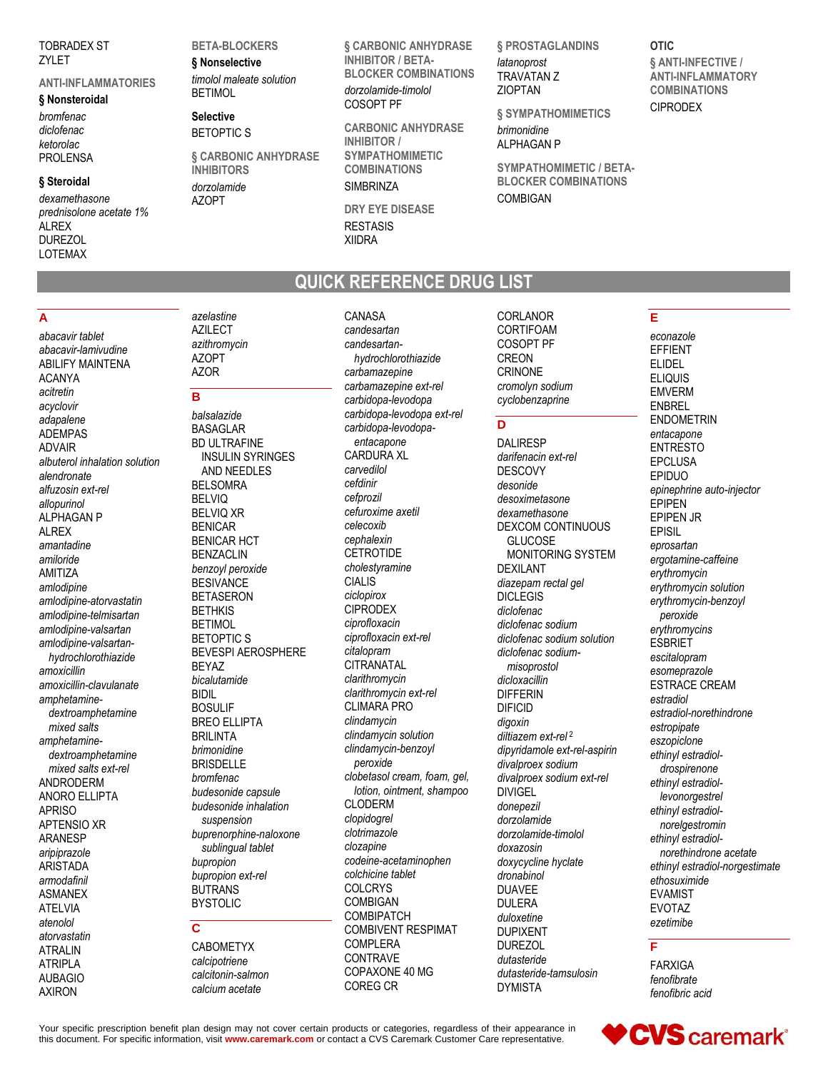TOBRADEX ST
ZYLET

### ANTI-INFLAMMATORIES

**§ Nonsteroidal**

*bromfenac*
*diclofenac*
*ketorolac*
PROLENSA

**§ Steroidal**

*dexamethasone*
*prednisolone acetate 1%*
ALREX
DUREZOL
LOTEMAX

### BETA-BLOCKERS

**§ Nonselective**

*timolol maleate solution*
BETIMOL

**Selective**

BETOPTIC S

### § CARBONIC ANHYDRASE INHIBITORS

*dorzolamide*
AZOPT

### § CARBONIC ANHYDRASE INHIBITOR / BETA-BLOCKER COMBINATIONS

*dorzolamide-timolol*
COSOPT PF

### CARBONIC ANHYDRASE INHIBITOR / SYMPATHOMIMETIC COMBINATIONS

SIMBRINZA

### DRY EYE DISEASE

RESTASIS
XIIDRA

### § PROSTAGLANDINS

*latanoprost*
TRAVATAN Z
ZIOPTAN

### § SYMPATHOMIMETICS

*brimonidine*
ALPHAGAN P

### SYMPATHOMIMETIC / BETA-BLOCKER COMBINATIONS

COMBIGAN

## OTIC

### § ANTI-INFECTIVE / ANTI-INFLAMMATORY COMBINATIONS

CIPRODEX

# QUICK REFERENCE DRUG LIST

## A

*abacavir tablet*
*abacavir-lamivudine*
ABILIFY MAINTENA
ACANYA
*acitretin*
*acyclovir*
*adapalene*
ADEMPAS
ADVAIR
*albuterol inhalation solution*
*alendronate*
*alfuzosin ext-rel*
*allopurinol*
ALPHAGAN P
ALREX
*amantadine*
*amiloride*
AMITIZA
*amlodipine*
*amlodipine-atorvastatin*
*amlodipine-telmisartan*
*amlodipine-valsartan*
*amlodipine-valsartan-hydrochlorothiazide*
*amoxicillin*
*amoxicillin-clavulanate*
*amphetamine-dextroamphetamine mixed salts*
*amphetamine-dextroamphetamine mixed salts ext-rel*
ANDRODERM
ANORO ELLIPTA
APRISO
APTENSIO XR
ARANESP
*aripiprazole*
ARISTADA
*armodafinil*
ASMANEX
ATELVIA
*atenolol*
*atorvastatin*
ATRALIN
ATRIPLA
AUBAGIO
AXIRON
*azelastine*
AZILECT
*azithromycin*
AZOPT
AZOR

## B

*balsalazide*
BASAGLAR
BD ULTRAFINE INSULIN SYRINGES AND NEEDLES
BELSOMRA
BELVIQ
BELVIQ XR
BENICAR
BENICAR HCT
BENZACLIN
*benzoyl peroxide*
BESIVANCE
BETASERON
BETHKIS
BETIMOL
BETOPTIC S
BEVESPI AEROSPHERE
BEYAZ
*bicalutamide*
BIDIL
BOSULIF
BREO ELLIPTA
BRILINTA
*brimonidine*
BRISDELLE
*bromfenac*
*budesonide capsule*
*budesonide inhalation suspension*
*buprenorphine-naloxone sublingual tablet*
*bupropion*
*bupropion ext-rel*
BUTRANS
BYSTOLIC

## C

CABOMETYX
*calcipotriene*
*calcitonin-salmon*
*calcium acetate*
CANASA
*candesartan*
*candesartan-hydrochlorothiazide*
*carbamazepine*
*carbamazepine ext-rel*
*carbidopa-levodopa*
*carbidopa-levodopa ext-rel*
*carbidopa-levodopa-entacapone*
CARDURA XL
*carvedilol*
*cefdinir*
*cefprozil*
*cefuroxime axetil*
*celecoxib*
*cephalexin*
CETROTIDE
*cholestyramine*
CIALIS
*ciclopirox*
CIPRODEX
*ciprofloxacin*
*ciprofloxacin ext-rel*
*citalopram*
CITRANATAL
*clarithromycin*
*clarithromycin ext-rel*
CLIMARA PRO
*clindamycin*
*clindamycin solution*
*clindamycin-benzoyl peroxide*
*clobetasol cream, foam, gel, lotion, ointment, shampoo*
CLODERM
*clopidogrel*
*clotrimazole*
*clozapine*
*codeine-acetaminophen*
*colchicine tablet*
COLCRYS
COMBIGAN
COMBIPATCH
COMBIVENT RESPIMAT
COMPLERA
CONTRAVE
COPAXONE 40 MG
COREG CR
CORLANOR
CORTIFOAM
COSOPT PF
CREON
CRINONE
*cromolyn sodium*
*cyclobenzaprine*

## D

DALIRESP
*darifenacin ext-rel*
DESCOVY
*desonide*
*desoximetasone*
*dexamethasone*
DEXCOM CONTINUOUS GLUCOSE MONITORING SYSTEM
DEXILANT
*diazepam rectal gel*
DICLEGIS
*diclofenac*
*diclofenac sodium*
*diclofenac sodium solution*
*diclofenac sodium-misoprostol*
*dicloxacillin*
DIFFERIN
DIFICID
*digoxin*
*diltiazem ext-rel* [2]
*dipyridamole ext-rel-aspirin*
*divalproex sodium*
*divalproex sodium ext-rel*
DIVIGEL
*donepezil*
*dorzolamide*
*dorzolamide-timolol*
*doxazosin*
*doxycycline hyclate*
*dronabinol*
DUAVEE
DULERA
*duloxetine*
DUPIXENT
DUREZOL
*dutasteride*
*dutasteride-tamsulosin*
DYMISTA

## E

*econazole*
EFFIENT
ELIDEL
ELIQUIS
EMVERM
ENBREL
ENDOMETRIN
*entacapone*
ENTRESTO
EPCLUSA
EPIDUO
*epinephrine auto-injector*
EPIPEN
EPIPEN JR
EPISIL
*eprosartan*
*ergotamine-caffeine*
*erythromycin*
*erythromycin solution*
*erythromycin-benzoyl peroxide*
*erythromycins*
ESBRIET
*escitalopram*
*esomeprazole*
ESTRACE CREAM
*estradiol*
*estradiol-norethindrone*
*estropipate*
*eszopiclone*
*ethinyl estradiol-drospirenone*
*ethinyl estradiol-levonorgestrel*
*ethinyl estradiol-norelgestromin*
*ethinyl estradiol-norethindrone acetate*
*ethinyl estradiol-norgestimate*
*ethosuximide*
EVAMIST
EVOTAZ
*ezetimibe*

## F

FARXIGA
*fenofibrate*
*fenofibric acid*

Your specific prescription benefit plan design may not cover certain products or categories, regardless of their appearance in this document. For specific information, visit **www.caremark.com** or contact a CVS Caremark Customer Care representative.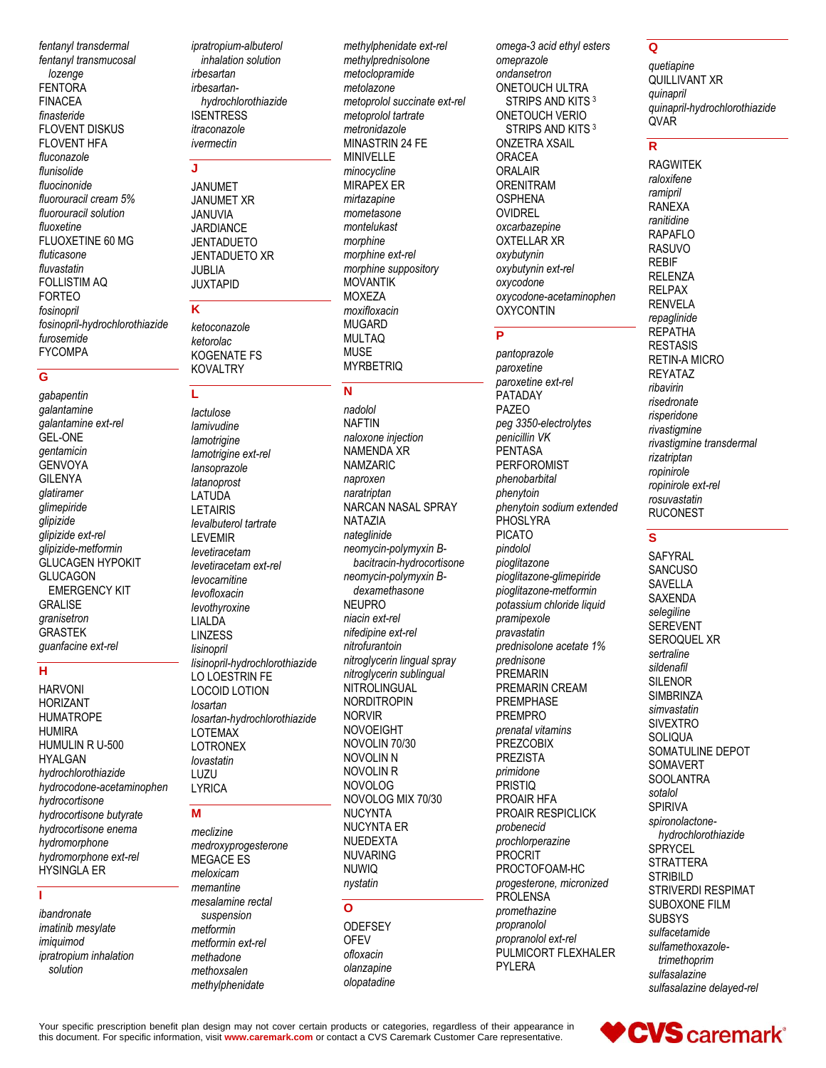*fentanyl transdermal*
*fentanyl transmucosal lozenge*
FENTORA
FINACEA
*finasteride*
FLOVENT DISKUS
FLOVENT HFA
*fluconazole*
*flunisolide*
*fluocinonide*
*fluorouracil cream 5%*
*fluorouracil solution*
*fluoxetine*
FLUOXETINE 60 MG
*fluticasone*
*fluvastatin*
FOLLISTIM AQ
FORTEO
*fosinopril*
*fosinopril-hydrochlorothiazide*
*furosemide*
FYCOMPA

## G

*gabapentin*
*galantamine*
*galantamine ext-rel*
GEL-ONE
*gentamicin*
GENVOYA
GILENYA
*glatiramer*
*glimepiride*
*glipizide*
*glipizide ext-rel*
*glipizide-metformin*
GLUCAGEN HYPOKIT
GLUCAGON EMERGENCY KIT
GRALISE
*granisetron*
GRASTEK
*guanfacine ext-rel*

## H

HARVONI
HORIZANT
HUMATROPE
HUMIRA
HUMULIN R U-500
HYALGAN
*hydrochlorothiazide*
*hydrocodone-acetaminophen*
*hydrocortisone*
*hydrocortisone butyrate*
*hydrocortisone enema*
*hydromorphone*
*hydromorphone ext-rel*
HYSINGLA ER

## I

*ibandronate*
*imatinib mesylate*
*imiquimod*
*ipratropium inhalation solution*
*ipratropium-albuterol inhalation solution*
*irbesartan*
*irbesartan-hydrochlorothiazide*
ISENTRESS
*itraconazole*
*ivermectin*

## J

JANUMET
JANUMET XR
JANUVIA
JARDIANCE
JENTADUETO
JENTADUETO XR
JUBLIA
JUXTAPID

## K

*ketoconazole*
*ketorolac*
KOGENATE FS
KOVALTRY

## L

*lactulose*
*lamivudine*
*lamotrigine*
*lamotrigine ext-rel*
*lansoprazole*
*latanoprost*
LATUDA
LETAIRIS
*levalbuterol tartrate*
LEVEMIR
*levetiracetam*
*levetiracetam ext-rel*
*levocarnitine*
*levofloxacin*
*levothyroxine*
LIALDA
LINZESS
*lisinopril*
*lisinopril-hydrochlorothiazide*
LO LOESTRIN FE
LOCOID LOTION
*losartan*
*losartan-hydrochlorothiazide*
LOTEMAX
LOTRONEX
*lovastatin*
LUZU
LYRICA

## M

*meclizine*
*medroxyprogesterone*
MEGACE ES
*meloxicam*
*memantine*
*mesalamine rectal suspension*
*metformin*
*metformin ext-rel*
*methadone*
*methoxsalen*
*methylphenidate*
*methylphenidate ext-rel*
*methylprednisolone*
*metoclopramide*
*metolazone*
*metoprolol succinate ext-rel*
*metoprolol tartrate*
*metronidazole*
MINASTRIN 24 FE
MINIVELLE
*minocycline*
MIRAPEX ER
*mirtazapine*
*mometasone*
*montelukast*
*morphine*
*morphine ext-rel*
*morphine suppository*
MOVANTIK
MOXEZA
*moxifloxacin*
MUGARD
MULTAQ
MUSE
MYRBETRIQ

## N

*nadolol*
NAFTIN
*naloxone injection*
NAMENDA XR
NAMZARIC
*naproxen*
*naratriptan*
NARCAN NASAL SPRAY
NATAZIA
*nateglinide*
*neomycin-polymyxin B-bacitracin-hydrocortisone*
*neomycin-polymyxin B-dexamethasone*
NEUPRO
*niacin ext-rel*
*nifedipine ext-rel*
*nitrofurantoin*
*nitroglycerin lingual spray*
*nitroglycerin sublingual*
NITROLINGUAL
NORDITROPIN
NORVIR
NOVOEIGHT
NOVOLIN 70/30
NOVOLIN N
NOVOLIN R
NOVOLOG
NOVOLOG MIX 70/30
NUCYNTA
NUCYNTA ER
NUEDEXTA
NUVARING
NUWIQ
*nystatin*

## O

ODEFSEY
OFEV
*ofloxacin*
*olanzapine*
*olopatadine*
*omega-3 acid ethyl esters*
*omeprazole*
*ondansetron*
ONETOUCH ULTRA STRIPS AND KITS [3]
ONETOUCH VERIO STRIPS AND KITS [3]
ONZETRA XSAIL
ORACEA
ORALAIR
ORENITRAM
OSPHENA
OVIDREL
*oxcarbazepine*
OXTELLAR XR
*oxybutynin*
*oxybutynin ext-rel*
*oxycodone*
*oxycodone-acetaminophen*
OXYCONTIN

## P

*pantoprazole*
*paroxetine*
*paroxetine ext-rel*
PATADAY
PAZEO
*peg 3350-electrolytes*
*penicillin VK*
PENTASA
PERFOROMIST
*phenobarbital*
*phenytoin*
*phenytoin sodium extended*
PHOSLYRA
PICATO
*pindolol*
*pioglitazone*
*pioglitazone-glimepiride*
*pioglitazone-metformin*
*potassium chloride liquid*
*pramipexole*
*pravastatin*
*prednisolone acetate 1%*
*prednisone*
PREMARIN
PREMARIN CREAM
PREMPHASE
PREMPRO
*prenatal vitamins*
PREZCOBIX
PREZISTA
*primidone*
PRISTIQ
PROAIR HFA
PROAIR RESPICLICK
*probenecid*
*prochlorperazine*
PROCRIT
PROCTOFOAM-HC
*progesterone, micronized*
PROLENSA
*promethazine*
*propranolol*
*propranolol ext-rel*
PULMICORT FLEXHALER
PYLERA

## Q

*quetiapine*
QUILLIVANT XR
*quinapril*
*quinapril-hydrochlorothiazide*
QVAR

## R

RAGWITEK
*raloxifene*
*ramipril*
RANEXA
*ranitidine*
RAPAFLO
RASUVO
REBIF
RELENZA
RELPAX
RENVELA
*repaglinide*
REPATHA
RESTASIS
RETIN-A MICRO
REYATAZ
*ribavirin*
*risedronate*
*risperidone*
*rivastigmine*
*rivastigmine transdermal*
*rizatriptan*
*ropinirole*
*ropinirole ext-rel*
*rosuvastatin*
RUCONEST

## S

SAFYRAL
SANCUSO
SAVELLA
SAXENDA
*selegiline*
SEREVENT
SEROQUEL XR
*sertraline*
*sildenafil*
SILENOR
SIMBRINZA
*simvastatin*
SIVEXTRO
SOLIQUA
SOMATULINE DEPOT
SOMAVERT
SOOLANTRA
*sotalol*
SPIRIVA
*spironolactone-hydrochlorothiazide*
SPRYCEL
STRATTERA
STRIBILD
STRIVERDI RESPIMAT
SUBOXONE FILM
SUBSYS
*sulfacetamide*
*sulfamethoxazole-trimethoprim*
*sulfasalazine*
*sulfasalazine delayed-rel*

Your specific prescription benefit plan design may not cover certain products or categories, regardless of their appearance in this document. For specific information, visit **www.caremark.com** or contact a CVS Caremark Customer Care representative.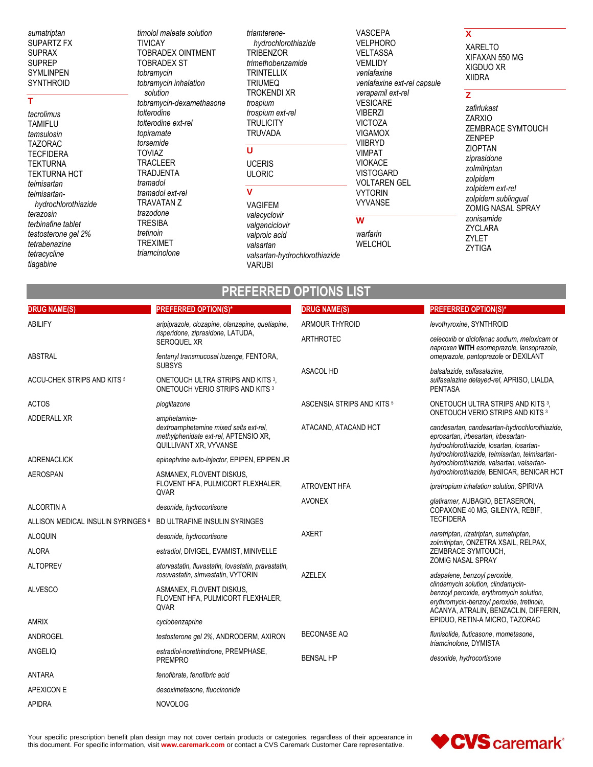*sumatriptan*
SUPARTZ FX
SUPRAX
SUPREP
SYMLINPEN
SYNTHROID

## T

*tacrolimus*
TAMIFLU
*tamsulosin*
TAZORAC
TECFIDERA
TEKTURNA
TEKTURNA HCT
*telmisartan*
*telmisartan-hydrochlorothiazide*
*terazosin*
*terbinafine tablet*
*testosterone gel 2%*
*tetrabenazine*
*tetracycline*
*tiagabine*
*timolol maleate solution*
TIVICAY
TOBRADEX OINTMENT
TOBRADEX ST
*tobramycin*
*tobramycin inhalation solution*
*tobramycin-dexamethasone*
*tolterodine*
*tolterodine ext-rel*
*topiramate*
*torsemide*
TOVIAZ
TRACLEER
TRADJENTA
*tramadol*
*tramadol ext-rel*
TRAVATAN Z
*trazodone*
TRESIBA
*tretinoin*
TREXIMET
*triamcinolone*
*triamterene-hydrochlorothiazide*
TRIBENZOR
*trimethobenzamide*
TRINTELLIX
TRIUMEQ
TROKENDI XR
*trospium*
*trospium ext-rel*
TRULICITY
TRUVADA

## U

UCERIS
ULORIC

## V

VAGIFEM
*valacyclovir*
*valganciclovir*
*valproic acid*
*valsartan*
*valsartan-hydrochlorothiazide*
VARUBI
VASCEPA
VELPHORO
VELTASSA
VEMLIDY
*venlafaxine*
*venlafaxine ext-rel capsule*
*verapamil ext-rel*
VESICARE
VIBERZI
VICTOZA
VIGAMOX
VIIBRYD
VIMPAT
VIOKACE
VISTOGARD
VOLTAREN GEL
VYTORIN
VYVANSE

## W

*warfarin*
WELCHOL

## X

XARELTO
XIFAXAN 550 MG
XIGDUO XR
XIIDRA

## Z

*zafirlukast*
ZARXIO
ZEMBRACE SYMTOUCH
ZENPEP
ZIOPTAN
*ziprasidone*
*zolmitriptan*
*zolpidem*
*zolpidem ext-rel*
*zolpidem sublingual*
ZOMIG NASAL SPRAY
*zonisamide*
ZYCLARA
ZYLET
ZYTIGA

# PREFERRED OPTIONS LIST

| DRUG NAME(S) | PREFERRED OPTION(S)* |
|---|---|
| ABILIFY | *aripiprazole, clozapine, olanzapine, quetiapine, risperidone, ziprasidone,* LATUDA, SEROQUEL XR |
| ABSTRAL | *fentanyl transmucosal lozenge,* FENTORA, SUBSYS |
| ACCU-CHEK STRIPS AND KITS [5] | ONETOUCH ULTRA STRIPS AND KITS [3], ONETOUCH VERIO STRIPS AND KITS [3] |
| ACTOS | *pioglitazone* |
| ADDERALL XR | *amphetamine-dextroamphetamine mixed salts ext-rel, methylphenidate ext-rel,* APTENSIO XR, QUILLIVANT XR, VYVANSE |
| ADRENACLICK | *epinephrine auto-injector,* EPIPEN, EPIPEN JR |
| AEROSPAN | ASMANEX, FLOVENT DISKUS, FLOVENT HFA, PULMICORT FLEXHALER, QVAR |
| ALCORTIN A | *desonide, hydrocortisone* |
| ALLISON MEDICAL INSULIN SYRINGES [6] | BD ULTRAFINE INSULIN SYRINGES |
| ALOQUIN | *desonide, hydrocortisone* |
| ALORA | *estradiol,* DIVIGEL, EVAMIST, MINIVELLE |
| ALTOPREV | *atorvastatin, fluvastatin, lovastatin, pravastatin, rosuvastatin, simvastatin,* VYTORIN |
| ALVESCO | ASMANEX, FLOVENT DISKUS, FLOVENT HFA, PULMICORT FLEXHALER, QVAR |
| AMRIX | *cyclobenzaprine* |
| ANDROGEL | *testosterone gel 2%,* ANDRODERM, AXIRON |
| ANGELIQ | *estradiol-norethindrone,* PREMPHASE, PREMPRO |
| ANTARA | *fenofibrate, fenofibric acid* |
| APEXICON E | *desoximetasone, fluocinonide* |
| APIDRA | NOVOLOG |
| ARMOUR THYROID | *levothyroxine,* SYNTHROID |
| ARTHROTEC | *celecoxib* or *diclofenac sodium, meloxicam* or *naproxen* **WITH** *esomeprazole, lansoprazole, omeprazole, pantoprazole* or DEXILANT |
| ASACOL HD | *balsalazide, sulfasalazine, sulfasalazine delayed-rel,* APRISO, LIALDA, PENTASA |
| ASCENSIA STRIPS AND KITS [5] | ONETOUCH ULTRA STRIPS AND KITS [3], ONETOUCH VERIO STRIPS AND KITS [3] |
| ATACAND, ATACAND HCT | *candesartan, candesartan-hydrochlorothiazide, eprosartan, irbesartan, irbesartan-hydrochlorothiazide, losartan, losartan-hydrochlorothiazide, telmisartan, telmisartan-hydrochlorothiazide, valsartan, valsartan-hydrochlorothiazide,* BENICAR, BENICAR HCT |
| ATROVENT HFA | *ipratropium inhalation solution,* SPIRIVA |
| AVONEX | *glatiramer,* AUBAGIO, BETASERON, COPAXONE 40 MG, GILENYA, REBIF, TECFIDERA |
| AXERT | *naratriptan, rizatriptan, sumatriptan, zolmitriptan,* ONZETRA XSAIL, RELPAX, ZEMBRACE SYMTOUCH, ZOMIG NASAL SPRAY |
| AZELEX | *adapalene, benzoyl peroxide, clindamycin solution, clindamycin-benzoyl peroxide, erythromycin solution, erythromycin-benzoyl peroxide, tretinoin,* ACANYA, ATRALIN, BENZACLIN, DIFFERIN, EPIDUO, RETIN-A MICRO, TAZORAC |
| BECONASE AQ | *flunisolide, fluticasone, mometasone, triamcinolone,* DYMISTA |
| BENSAL HP | *desonide, hydrocortisone* |

Your specific prescription benefit plan design may not cover certain products or categories, regardless of their appearance in this document. For specific information, visit **www.caremark.com** or contact a CVS Caremark Customer Care representative.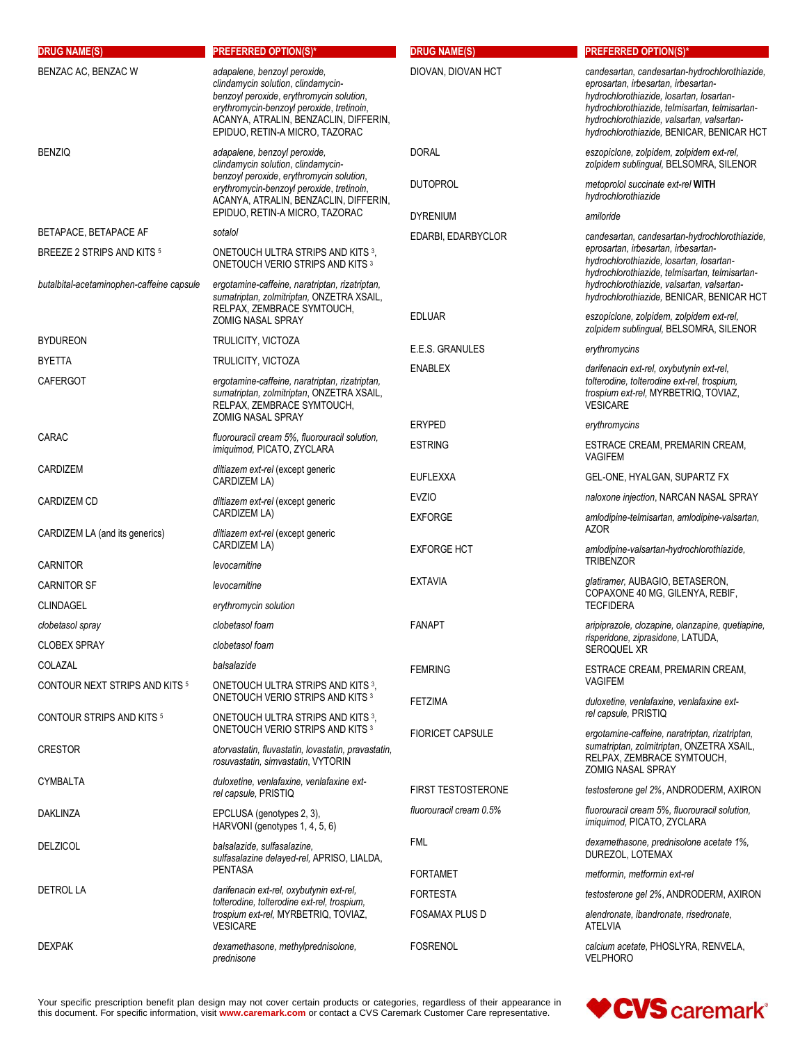| DRUG NAME(S) | PREFERRED OPTION(S)* |
|---|---|
| BENZAC AC, BENZAC W | *adapalene, benzoyl peroxide, clindamycin solution, clindamycin-benzoyl peroxide, erythromycin solution, erythromycin-benzoyl peroxide, tretinoin,* ACANYA, ATRALIN, BENZACLIN, DIFFERIN, EPIDUO, RETIN-A MICRO, TAZORAC |
| BENZIQ | *adapalene, benzoyl peroxide, clindamycin solution, clindamycin-benzoyl peroxide, erythromycin solution, erythromycin-benzoyl peroxide, tretinoin,* ACANYA, ATRALIN, BENZACLIN, DIFFERIN, EPIDUO, RETIN-A MICRO, TAZORAC |
| BETAPACE, BETAPACE AF | *sotalol* |
| BREEZE 2 STRIPS AND KITS [5] | ONETOUCH ULTRA STRIPS AND KITS [3], ONETOUCH VERIO STRIPS AND KITS [3] |
| *butalbital-acetaminophen-caffeine capsule* | *ergotamine-caffeine, naratriptan, rizatriptan, sumatriptan, zolmitriptan,* ONZETRA XSAIL, RELPAX, ZEMBRACE SYMTOUCH, ZOMIG NASAL SPRAY |
| BYDUREON | TRULICITY, VICTOZA |
| BYETTA | TRULICITY, VICTOZA |
| CAFERGOT | *ergotamine-caffeine, naratriptan, rizatriptan, sumatriptan, zolmitriptan,* ONZETRA XSAIL, RELPAX, ZEMBRACE SYMTOUCH, ZOMIG NASAL SPRAY |
| CARAC | *fluorouracil cream 5%, fluorouracil solution, imiquimod,* PICATO, ZYCLARA |
| CARDIZEM | *diltiazem ext-rel* (except generic CARDIZEM LA) |
| CARDIZEM CD | *diltiazem ext-rel* (except generic CARDIZEM LA) |
| CARDIZEM LA (and its generics) | *diltiazem ext-rel* (except generic CARDIZEM LA) |
| CARNITOR | *levocarnitine* |
| CARNITOR SF | *levocarnitine* |
| CLINDAGEL | *erythromycin solution* |
| *clobetasol spray* | *clobetasol foam* |
| CLOBEX SPRAY | *clobetasol foam* |
| COLAZAL | *balsalazide* |
| CONTOUR NEXT STRIPS AND KITS [5] | ONETOUCH ULTRA STRIPS AND KITS [3], ONETOUCH VERIO STRIPS AND KITS [3] |
| CONTOUR STRIPS AND KITS [5] | ONETOUCH ULTRA STRIPS AND KITS [3], ONETOUCH VERIO STRIPS AND KITS [3] |
| CRESTOR | *atorvastatin, fluvastatin, lovastatin, pravastatin, rosuvastatin, simvastatin,* VYTORIN |
| CYMBALTA | *duloxetine, venlafaxine, venlafaxine ext-rel capsule,* PRISTIQ |
| DAKLINZA | EPCLUSA (genotypes 2, 3), HARVONI (genotypes 1, 4, 5, 6) |
| DELZICOL | *balsalazide, sulfasalazine, sulfasalazine delayed-rel,* APRISO, LIALDA, PENTASA |
| DETROL LA | *darifenacin ext-rel, oxybutynin ext-rel, tolterodine, tolterodine ext-rel, trospium, trospium ext-rel,* MYRBETRIQ, TOVIAZ, VESICARE |
| DEXPAK | *dexamethasone, methylprednisolone, prednisone* |
| DIOVAN, DIOVAN HCT | *candesartan, candesartan-hydrochlorothiazide, eprosartan, irbesartan, irbesartan-hydrochlorothiazide, losartan, losartan-hydrochlorothiazide, telmisartan, telmisartan-hydrochlorothiazide, valsartan, valsartan-hydrochlorothiazide,* BENICAR, BENICAR HCT |
| DORAL | *eszopiclone, zolpidem, zolpidem ext-rel, zolpidem sublingual,* BELSOMRA, SILENOR |
| DUTOPROL | *metoprolol succinate ext-rel* **WITH** *hydrochlorothiazide* |
| DYRENIUM | *amiloride* |
| EDARBI, EDARBYCLOR | *candesartan, candesartan-hydrochlorothiazide, eprosartan, irbesartan, irbesartan-hydrochlorothiazide, losartan, losartan-hydrochlorothiazide, telmisartan, telmisartan-hydrochlorothiazide, valsartan, valsartan-hydrochlorothiazide,* BENICAR, BENICAR HCT |
| EDLUAR | *eszopiclone, zolpidem, zolpidem ext-rel, zolpidem sublingual,* BELSOMRA, SILENOR |
| E.E.S. GRANULES | *erythromycins* |
| ENABLEX | *darifenacin ext-rel, oxybutynin ext-rel, tolterodine, tolterodine ext-rel, trospium, trospium ext-rel,* MYRBETRIQ, TOVIAZ, VESICARE |
| ERYPED | *erythromycins* |
| ESTRING | ESTRACE CREAM, PREMARIN CREAM, VAGIFEM |
| EUFLEXXA | GEL-ONE, HYALGAN, SUPARTZ FX |
| EVZIO | *naloxone injection,* NARCAN NASAL SPRAY |
| EXFORGE | *amlodipine-telmisartan, amlodipine-valsartan,* AZOR |
| EXFORGE HCT | *amlodipine-valsartan-hydrochlorothiazide,* TRIBENZOR |
| EXTAVIA | *glatiramer,* AUBAGIO, BETASERON, COPAXONE 40 MG, GILENYA, REBIF, TECFIDERA |
| FANAPT | *aripiprazole, clozapine, olanzapine, quetiapine, risperidone, ziprasidone,* LATUDA, SEROQUEL XR |
| FEMRING | ESTRACE CREAM, PREMARIN CREAM, VAGIFEM |
| FETZIMA | *duloxetine, venlafaxine, venlafaxine ext-rel capsule,* PRISTIQ |
| FIORICET CAPSULE | *ergotamine-caffeine, naratriptan, rizatriptan, sumatriptan, zolmitriptan,* ONZETRA XSAIL, RELPAX, ZEMBRACE SYMTOUCH, ZOMIG NASAL SPRAY |
| FIRST TESTOSTERONE | *testosterone gel 2%,* ANDRODERM, AXIRON |
| *fluorouracil cream 0.5%* | *fluorouracil cream 5%, fluorouracil solution, imiquimod,* PICATO, ZYCLARA |
| FML | *dexamethasone, prednisolone acetate 1%,* DUREZOL, LOTEMAX |
| FORTAMET | *metformin, metformin ext-rel* |
| FORTESTA | *testosterone gel 2%,* ANDRODERM, AXIRON |
| FOSAMAX PLUS D | *alendronate, ibandronate, risedronate,* ATELVIA |
| FOSRENOL | *calcium acetate,* PHOSLYRA, RENVELA, VELPHORO |

Your specific prescription benefit plan design may not cover certain products or categories, regardless of their appearance in this document. For specific information, visit **www.caremark.com** or contact a CVS Caremark Customer Care representative.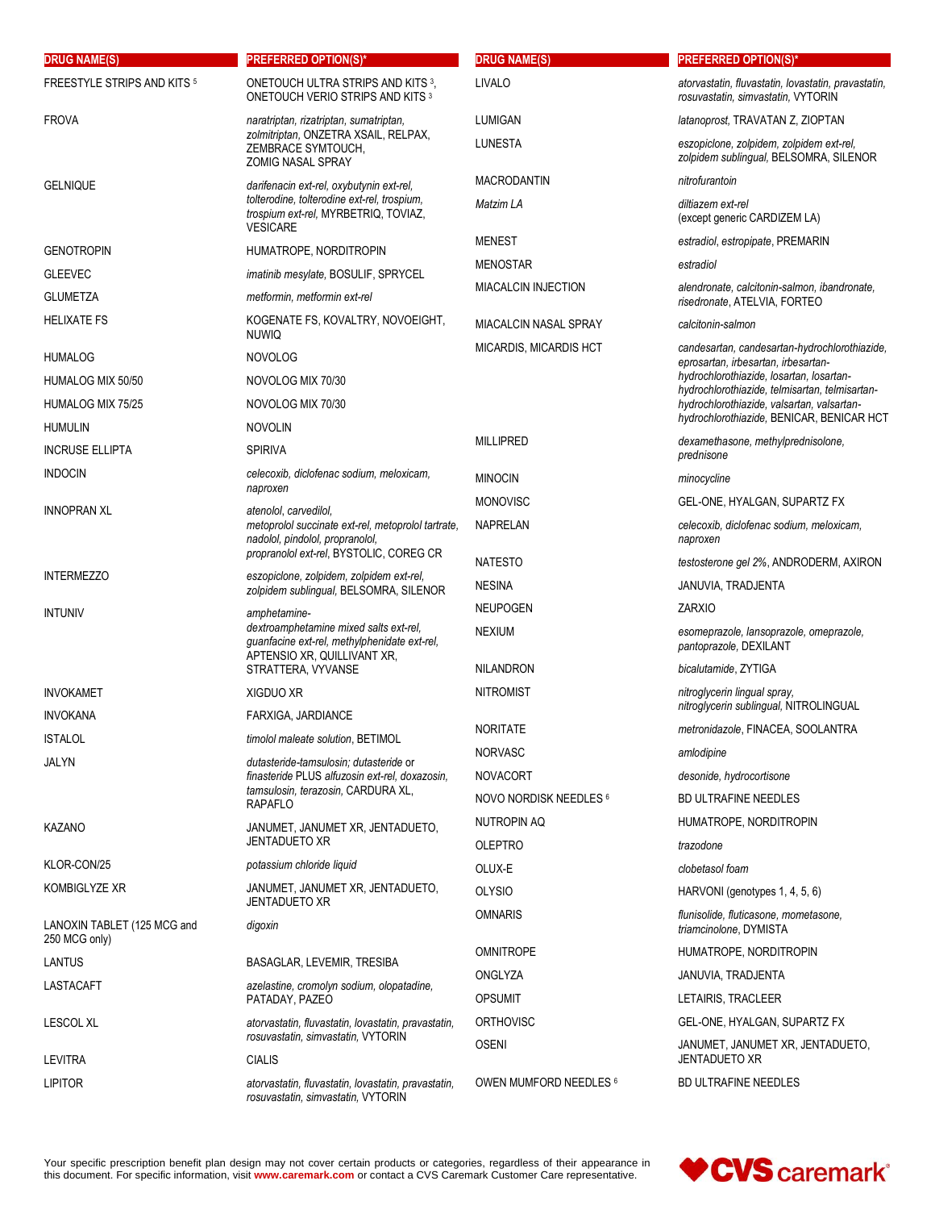| DRUG NAME(S) | PREFERRED OPTION(S)* |
|---|---|
| FREESTYLE STRIPS AND KITS [5] | ONETOUCH ULTRA STRIPS AND KITS [3], ONETOUCH VERIO STRIPS AND KITS [3] |
| FROVA | *naratriptan, rizatriptan, sumatriptan, zolmitriptan,* ONZETRA XSAIL, RELPAX, ZEMBRACE SYMTOUCH, ZOMIG NASAL SPRAY |
| GELNIQUE | *darifenacin ext-rel, oxybutynin ext-rel, tolterodine, tolterodine ext-rel, trospium, trospium ext-rel,* MYRBETRIQ, TOVIAZ, VESICARE |
| GENOTROPIN | HUMATROPE, NORDITROPIN |
| GLEEVEC | *imatinib mesylate,* BOSULIF, SPRYCEL |
| GLUMETZA | *metformin, metformin ext-rel* |
| HELIXATE FS | KOGENATE FS, KOVALTRY, NOVOEIGHT, NUWIQ |
| HUMALOG | NOVOLOG |
| HUMALOG MIX 50/50 | NOVOLOG MIX 70/30 |
| HUMALOG MIX 75/25 | NOVOLOG MIX 70/30 |
| HUMULIN | NOVOLIN |
| INCRUSE ELLIPTA | SPIRIVA |
| INDOCIN | *celecoxib, diclofenac sodium, meloxicam, naproxen* |
| INNOPRAN XL | *atenolol, carvedilol, metoprolol succinate ext-rel, metoprolol tartrate, nadolol, pindolol, propranolol, propranolol ext-rel,* BYSTOLIC, COREG CR |
| INTERMEZZO | *eszopiclone, zolpidem, zolpidem ext-rel, zolpidem sublingual,* BELSOMRA, SILENOR |
| INTUNIV | *amphetamine-dextroamphetamine mixed salts ext-rel, guanfacine ext-rel, methylphenidate ext-rel,* APTENSIO XR, QUILLIVANT XR, STRATTERA, VYVANSE |
| INVOKAMET | XIGDUO XR |
| INVOKANA | FARXIGA, JARDIANCE |
| ISTALOL | *timolol maleate solution,* BETIMOL |
| JALYN | *dutasteride-tamsulosin; dutasteride* or *finasteride* PLUS *alfuzosin ext-rel, doxazosin, tamsulosin, terazosin,* CARDURA XL, RAPAFLO |
| KAZANO | JANUMET, JANUMET XR, JENTADUETO, JENTADUETO XR |
| KLOR-CON/25 | *potassium chloride liquid* |
| KOMBIGLYZE XR | JANUMET, JANUMET XR, JENTADUETO, JENTADUETO XR |
| LANOXIN TABLET (125 MCG and 250 MCG only) | *digoxin* |
| LANTUS | BASAGLAR, LEVEMIR, TRESIBA |
| LASTACAFT | *azelastine, cromolyn sodium, olopatadine,* PATADAY, PAZEO |
| LESCOL XL | *atorvastatin, fluvastatin, lovastatin, pravastatin, rosuvastatin, simvastatin,* VYTORIN |
| LEVITRA | CIALIS |
| LIPITOR | *atorvastatin, fluvastatin, lovastatin, pravastatin, rosuvastatin, simvastatin,* VYTORIN |
| LIVALO | *atorvastatin, fluvastatin, lovastatin, pravastatin, rosuvastatin, simvastatin,* VYTORIN |
| LUMIGAN | *latanoprost,* TRAVATAN Z, ZIOPTAN |
| LUNESTA | *eszopiclone, zolpidem, zolpidem ext-rel, zolpidem sublingual,* BELSOMRA, SILENOR |
| MACRODANTIN | *nitrofurantoin* |
| *Matzim LA* | *diltiazem ext-rel* (except generic CARDIZEM LA) |
| MENEST | *estradiol, estropipate,* PREMARIN |
| MENOSTAR | *estradiol* |
| MIACALCIN INJECTION | *alendronate, calcitonin-salmon, ibandronate, risedronate,* ATELVIA, FORTEO |
| MIACALCIN NASAL SPRAY | *calcitonin-salmon* |
| MICARDIS, MICARDIS HCT | *candesartan, candesartan-hydrochlorothiazide, eprosartan, irbesartan, irbesartan-hydrochlorothiazide, losartan, losartan-hydrochlorothiazide, telmisartan, telmisartan-hydrochlorothiazide, valsartan, valsartan-hydrochlorothiazide,* BENICAR, BENICAR HCT |
| MILLIPRED | *dexamethasone, methylprednisolone, prednisone* |
| MINOCIN | *minocycline* |
| MONOVISC | GEL-ONE, HYALGAN, SUPARTZ FX |
| NAPRELAN | *celecoxib, diclofenac sodium, meloxicam, naproxen* |
| NATESTO | *testosterone gel 2%,* ANDRODERM, AXIRON |
| NESINA | JANUVIA, TRADJENTA |
| NEUPOGEN | ZARXIO |
| NEXIUM | *esomeprazole, lansoprazole, omeprazole, pantoprazole,* DEXILANT |
| NILANDRON | *bicalutamide,* ZYTIGA |
| NITROMIST | *nitroglycerin lingual spray, nitroglycerin sublingual,* NITROLINGUAL |
| NORITATE | *metronidazole,* FINACEA, SOOLANTRA |
| NORVASC | *amlodipine* |
| NOVACORT | *desonide, hydrocortisone* |
| NOVO NORDISK NEEDLES [6] | BD ULTRAFINE NEEDLES |
| NUTROPIN AQ | HUMATROPE, NORDITROPIN |
| OLEPTRO | *trazodone* |
| OLUX-E | *clobetasol foam* |
| OLYSIO | HARVONI (genotypes 1, 4, 5, 6) |
| OMNARIS | *flunisolide, fluticasone, mometasone, triamcinolone,* DYMISTA |
| OMNITROPE | HUMATROPE, NORDITROPIN |
| ONGLYZA | JANUVIA, TRADJENTA |
| OPSUMIT | LETAIRIS, TRACLEER |
| ORTHOVISC | GEL-ONE, HYALGAN, SUPARTZ FX |
| OSENI | JANUMET, JANUMET XR, JENTADUETO, JENTADUETO XR |
| OWEN MUMFORD NEEDLES [6] | BD ULTRAFINE NEEDLES |

Your specific prescription benefit plan design may not cover certain products or categories, regardless of their appearance in this document. For specific information, visit **www.caremark.com** or contact a CVS Caremark Customer Care representative.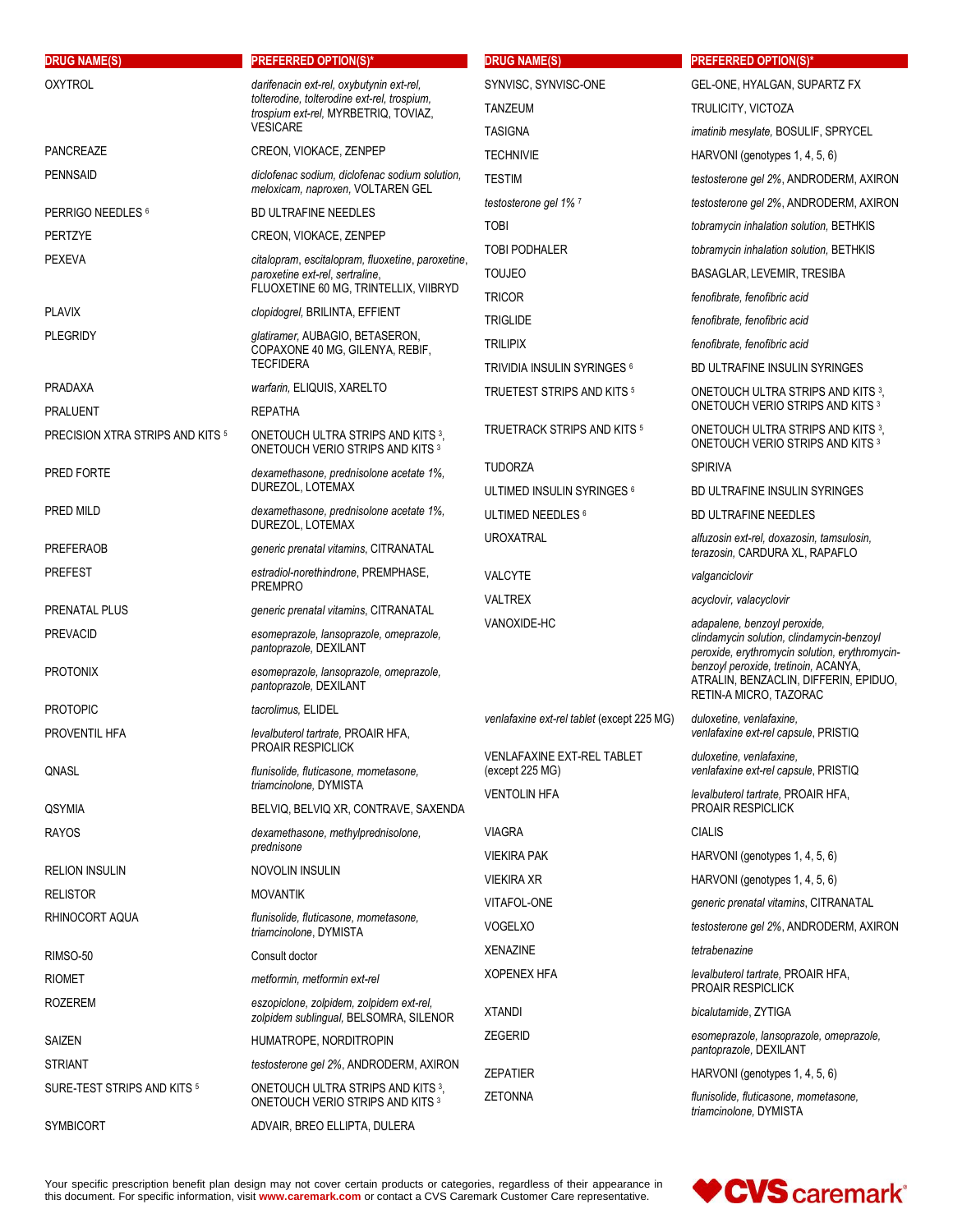| DRUG NAME(S) | PREFERRED OPTION(S)* |
| --- | --- |
| OXYTROL | *darifenacin ext-rel, oxybutynin ext-rel, tolterodine, tolterodine ext-rel, trospium, trospium ext-rel,* MYRBETRIQ, TOVIAZ, VESICARE |
| PANCREAZE | CREON, VIOKACE, ZENPEP |
| PENNSAID | *diclofenac sodium, diclofenac sodium solution, meloxicam, naproxen,* VOLTAREN GEL |
| PERRIGO NEEDLES [6] | BD ULTRAFINE NEEDLES |
| PERTZYE | CREON, VIOKACE, ZENPEP |
| PEXEVA | *citalopram, escitalopram, fluoxetine, paroxetine, paroxetine ext-rel, sertraline,* FLUOXETINE 60 MG, TRINTELLIX, VIIBRYD |
| PLAVIX | *clopidogrel,* BRILINTA, EFFIENT |
| PLEGRIDY | *glatiramer,* AUBAGIO, BETASERON, COPAXONE 40 MG, GILENYA, REBIF, TECFIDERA |
| PRADAXA | *warfarin,* ELIQUIS, XARELTO |
| PRALUENT | REPATHA |
| PRECISION XTRA STRIPS AND KITS [5] | ONETOUCH ULTRA STRIPS AND KITS [3], ONETOUCH VERIO STRIPS AND KITS [3] |
| PRED FORTE | *dexamethasone, prednisolone acetate 1%,* DUREZOL, LOTEMAX |
| PRED MILD | *dexamethasone, prednisolone acetate 1%,* DUREZOL, LOTEMAX |
| PREFERAOB | *generic prenatal vitamins,* CITRANATAL |
| PREFEST | *estradiol-norethindrone,* PREMPHASE, PREMPRO |
| PRENATAL PLUS | *generic prenatal vitamins,* CITRANATAL |
| PREVACID | *esomeprazole, lansoprazole, omeprazole, pantoprazole,* DEXILANT |
| PROTONIX | *esomeprazole, lansoprazole, omeprazole, pantoprazole,* DEXILANT |
| PROTOPIC | *tacrolimus,* ELIDEL |
| PROVENTIL HFA | *levalbuterol tartrate,* PROAIR HFA, PROAIR RESPICLICK |
| QNASL | *flunisolide, fluticasone, mometasone, triamcinolone,* DYMISTA |
| QSYMIA | BELVIQ, BELVIQ XR, CONTRAVE, SAXENDA |
| RAYOS | *dexamethasone, methylprednisolone, prednisone* |
| RELION INSULIN | NOVOLIN INSULIN |
| RELISTOR | MOVANTIK |
| RHINOCORT AQUA | *flunisolide, fluticasone, mometasone, triamcinolone,* DYMISTA |
| RIMSO-50 | Consult doctor |
| RIOMET | *metformin, metformin ext-rel* |
| ROZEREM | *eszopiclone, zolpidem, zolpidem ext-rel, zolpidem sublingual,* BELSOMRA, SILENOR |
| SAIZEN | HUMATROPE, NORDITROPIN |
| STRIANT | *testosterone gel 2%,* ANDRODERM, AXIRON |
| SURE-TEST STRIPS AND KITS [5] | ONETOUCH ULTRA STRIPS AND KITS [3], ONETOUCH VERIO STRIPS AND KITS [3] |
| SYMBICORT | ADVAIR, BREO ELLIPTA, DULERA |
| SYNVISC, SYNVISC-ONE | GEL-ONE, HYALGAN, SUPARTZ FX |
| TANZEUM | TRULICITY, VICTOZA |
| TASIGNA | *imatinib mesylate,* BOSULIF, SPRYCEL |
| TECHNIVIE | HARVONI (genotypes 1, 4, 5, 6) |
| TESTIM | *testosterone gel 2%,* ANDRODERM, AXIRON |
| *testosterone gel 1%* [7] | *testosterone gel 2%,* ANDRODERM, AXIRON |
| TOBI | *tobramycin inhalation solution,* BETHKIS |
| TOBI PODHALER | *tobramycin inhalation solution,* BETHKIS |
| TOUJEO | BASAGLAR, LEVEMIR, TRESIBA |
| TRICOR | *fenofibrate, fenofibric acid* |
| TRIGLIDE | *fenofibrate, fenofibric acid* |
| TRILIPIX | *fenofibrate, fenofibric acid* |
| TRIVIDIA INSULIN SYRINGES [6] | BD ULTRAFINE INSULIN SYRINGES |
| TRUETEST STRIPS AND KITS [5] | ONETOUCH ULTRA STRIPS AND KITS [3], ONETOUCH VERIO STRIPS AND KITS [3] |
| TRUETRACK STRIPS AND KITS [5] | ONETOUCH ULTRA STRIPS AND KITS [3], ONETOUCH VERIO STRIPS AND KITS [3] |
| TUDORZA | SPIRIVA |
| ULTIMED INSULIN SYRINGES [6] | BD ULTRAFINE INSULIN SYRINGES |
| ULTIMED NEEDLES [6] | BD ULTRAFINE NEEDLES |
| UROXATRAL | *alfuzosin ext-rel, doxazosin, tamsulosin, terazosin,* CARDURA XL, RAPAFLO |
| VALCYTE | *valganciclovir* |
| VALTREX | *acyclovir, valacyclovir* |
| VANOXIDE-HC | *adapalene, benzoyl peroxide, clindamycin solution, clindamycin-benzoyl peroxide, erythromycin solution, erythromycin-benzoyl peroxide, tretinoin,* ACANYA, ATRALIN, BENZACLIN, DIFFERIN, EPIDUO, RETIN-A MICRO, TAZORAC |
| *venlafaxine ext-rel tablet* (except 225 MG) | *duloxetine, venlafaxine, venlafaxine ext-rel capsule,* PRISTIQ |
| VENLAFAXINE EXT-REL TABLET (except 225 MG) | *duloxetine, venlafaxine, venlafaxine ext-rel capsule,* PRISTIQ |
| VENTOLIN HFA | *levalbuterol tartrate,* PROAIR HFA, PROAIR RESPICLICK |
| VIAGRA | CIALIS |
| VIEKIRA PAK | HARVONI (genotypes 1, 4, 5, 6) |
| VIEKIRA XR | HARVONI (genotypes 1, 4, 5, 6) |
| VITAFOL-ONE | *generic prenatal vitamins,* CITRANATAL |
| VOGELXO | *testosterone gel 2%,* ANDRODERM, AXIRON |
| XENAZINE | *tetrabenazine* |
| XOPENEX HFA | *levalbuterol tartrate,* PROAIR HFA, PROAIR RESPICLICK |
| XTANDI | *bicalutamide,* ZYTIGA |
| ZEGERID | *esomeprazole, lansoprazole, omeprazole, pantoprazole,* DEXILANT |
| ZEPATIER | HARVONI (genotypes 1, 4, 5, 6) |
| ZETONNA | *flunisolide, fluticasone, mometasone, triamcinolone,* DYMISTA |

Your specific prescription benefit plan design may not cover certain products or categories, regardless of their appearance in this document. For specific information, visit **www.caremark.com** or contact a CVS Caremark Customer Care representative.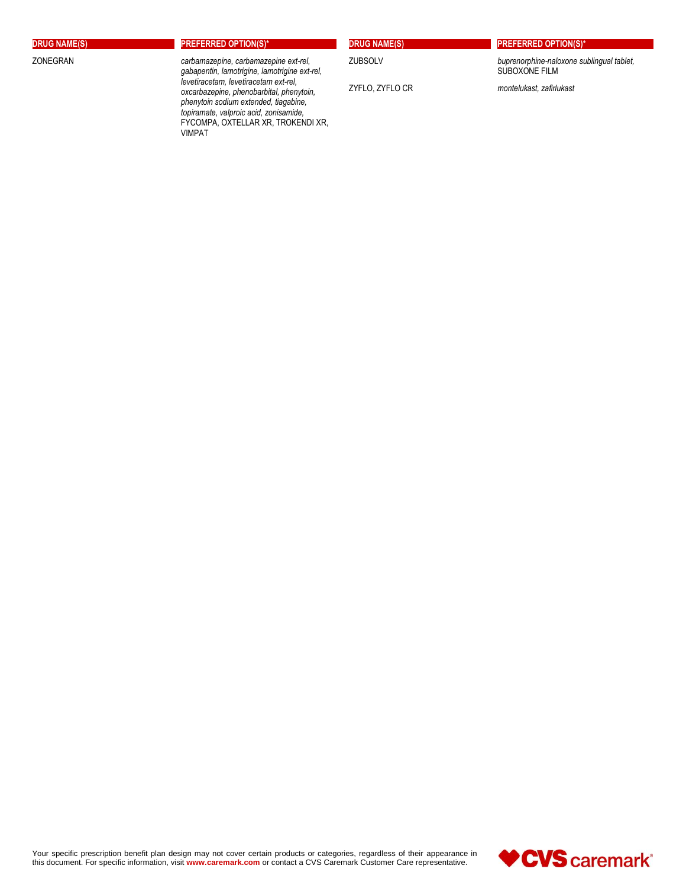| DRUG NAME(S) | PREFERRED OPTION(S)* |
| --- | --- |
| ZONEGRAN | *carbamazepine, carbamazepine ext-rel, gabapentin, lamotrigine, lamotrigine ext-rel, levetiracetam, levetiracetam ext-rel, oxcarbazepine, phenobarbital, phenytoin, phenytoin sodium extended, tiagabine, topiramate, valproic acid, zonisamide,* FYCOMPA, OXTELLAR XR, TROKENDI XR, VIMPAT |
| ZUBSOLV | *buprenorphine-naloxone sublingual tablet,* SUBOXONE FILM |
| ZYFLO, ZYFLO CR | *montelukast, zafirlukast* |

Your specific prescription benefit plan design may not cover certain products or categories, regardless of their appearance in this document. For specific information, visit **www.caremark.com** or contact a CVS Caremark Customer Care representative.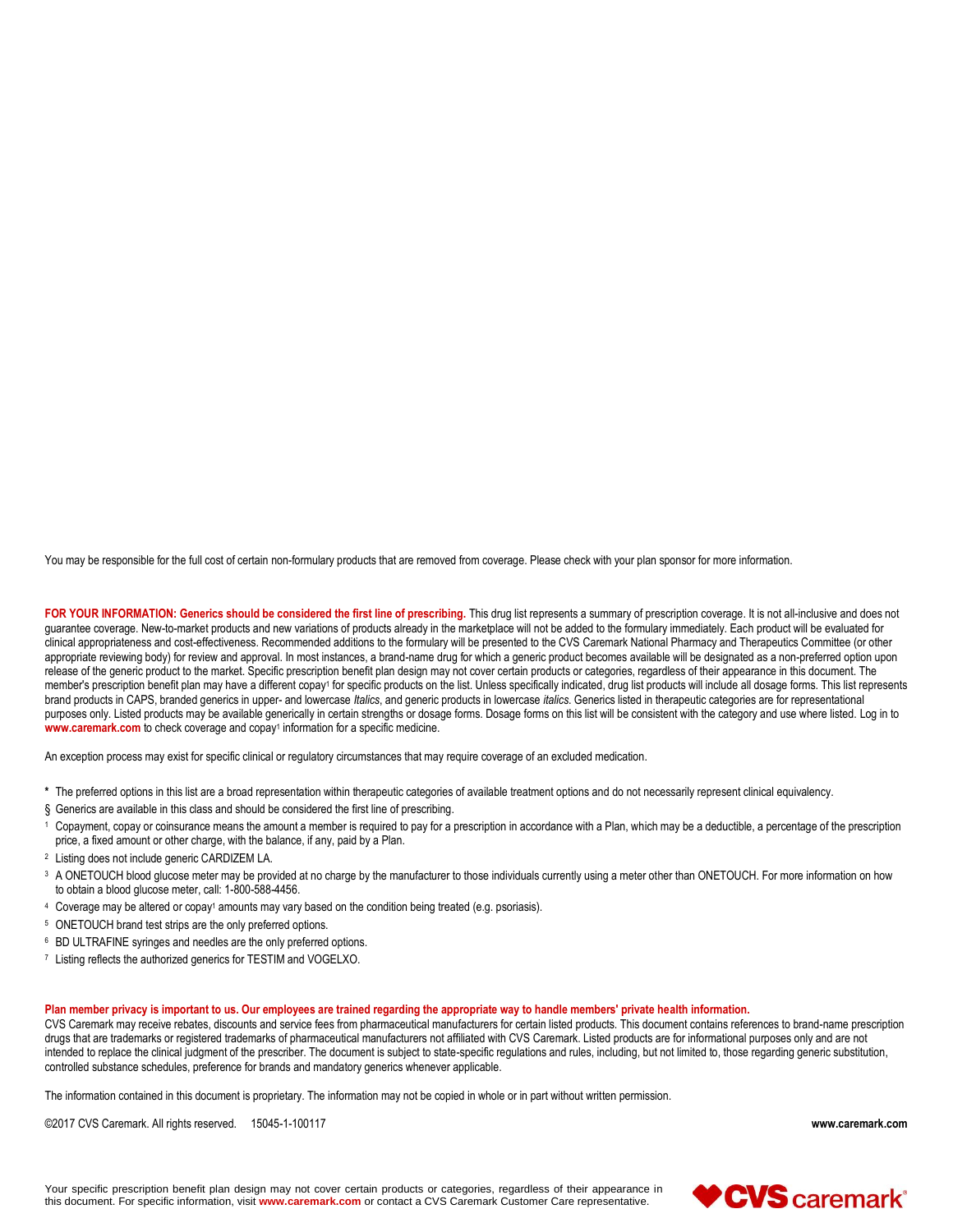You may be responsible for the full cost of certain non-formulary products that are removed from coverage. Please check with your plan sponsor for more information.

**FOR YOUR INFORMATION: Generics should be considered the first line of prescribing.** This drug list represents a summary of prescription coverage. It is not all-inclusive and does not guarantee coverage. New-to-market products and new variations of products already in the marketplace will not be added to the formulary immediately. Each product will be evaluated for clinical appropriateness and cost-effectiveness. Recommended additions to the formulary will be presented to the CVS Caremark National Pharmacy and Therapeutics Committee (or other appropriate reviewing body) for review and approval. In most instances, a brand-name drug for which a generic product becomes available will be designated as a non-preferred option upon release of the generic product to the market. Specific prescription benefit plan design may not cover certain products or categories, regardless of their appearance in this document. The member's prescription benefit plan may have a different copay[1] for specific products on the list. Unless specifically indicated, drug list products will include all dosage forms. This list represents brand products in CAPS, branded generics in upper- and lowercase *Italics*, and generic products in lowercase *italics*. Generics listed in therapeutic categories are for representational purposes only. Listed products may be available generically in certain strengths or dosage forms. Dosage forms on this list will be consistent with the category and use where listed. Log in to **www.caremark.com** to check coverage and copay[1] information for a specific medicine.

An exception process may exist for specific clinical or regulatory circumstances that may require coverage of an excluded medication.

- \* The preferred options in this list are a broad representation within therapeutic categories of available treatment options and do not necessarily represent clinical equivalency.
- § Generics are available in this class and should be considered the first line of prescribing.
- [1] Copayment, copay or coinsurance means the amount a member is required to pay for a prescription in accordance with a Plan, which may be a deductible, a percentage of the prescription price, a fixed amount or other charge, with the balance, if any, paid by a Plan.
- [2] Listing does not include generic CARDIZEM LA.
- [3] A ONETOUCH blood glucose meter may be provided at no charge by the manufacturer to those individuals currently using a meter other than ONETOUCH. For more information on how to obtain a blood glucose meter, call: 1-800-588-4456.
- [4] Coverage may be altered or copay[1] amounts may vary based on the condition being treated (e.g. psoriasis).
- [5] ONETOUCH brand test strips are the only preferred options.
- [6] BD ULTRAFINE syringes and needles are the only preferred options.
- [7] Listing reflects the authorized generics for TESTIM and VOGELXO.

**Plan member privacy is important to us. Our employees are trained regarding the appropriate way to handle members' private health information.**
CVS Caremark may receive rebates, discounts and service fees from pharmaceutical manufacturers for certain listed products. This document contains references to brand-name prescription drugs that are trademarks or registered trademarks of pharmaceutical manufacturers not affiliated with CVS Caremark. Listed products are for informational purposes only and are not intended to replace the clinical judgment of the prescriber. The document is subject to state-specific regulations and rules, including, but not limited to, those regarding generic substitution, controlled substance schedules, preference for brands and mandatory generics whenever applicable.

The information contained in this document is proprietary. The information may not be copied in whole or in part without written permission.

©2017 CVS Caremark. All rights reserved. 15045-1-100117

**www.caremark.com**

Your specific prescription benefit plan design may not cover certain products or categories, regardless of their appearance in this document. For specific information, visit **www.caremark.com** or contact a CVS Caremark Customer Care representative.

CVS caremark